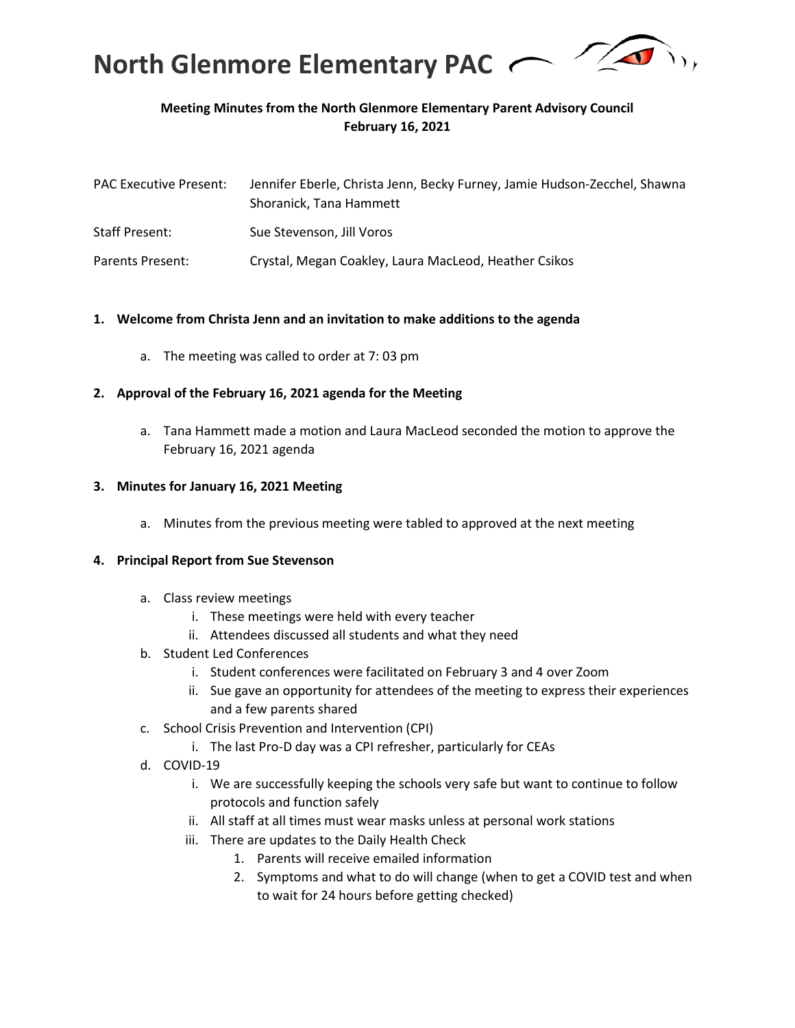# North Glenmore Elementary PAC

**Meeting Minutes from the North Glenmore Elementary Parent Advisory Council**
**February 16, 2021**

| | |
|---|---|
| PAC Executive Present: | Jennifer Eberle, Christa Jenn, Becky Furney, Jamie Hudson-Zecchel, Shawna Shoranick, Tana Hammett |
| Staff Present: | Sue Stevenson, Jill Voros |
| Parents Present: | Crystal, Megan Coakley, Laura MacLeod, Heather Csikos |

**1. Welcome from Christa Jenn and an invitation to make additions to the agenda**

   a. The meeting was called to order at 7: 03 pm

**2. Approval of the February 16, 2021 agenda for the Meeting**

   a. Tana Hammett made a motion and Laura MacLeod seconded the motion to approve the February 16, 2021 agenda

**3. Minutes for January 16, 2021 Meeting**

   a. Minutes from the previous meeting were tabled to approved at the next meeting

**4. Principal Report from Sue Stevenson**

   a. Class review meetings
      i. These meetings were held with every teacher
      ii. Attendees discussed all students and what they need
   b. Student Led Conferences
      i. Student conferences were facilitated on February 3 and 4 over Zoom
      ii. Sue gave an opportunity for attendees of the meeting to express their experiences and a few parents shared
   c. School Crisis Prevention and Intervention (CPI)
      i. The last Pro-D day was a CPI refresher, particularly for CEAs
   d. COVID-19
      i. We are successfully keeping the schools very safe but want to continue to follow protocols and function safely
      ii. All staff at all times must wear masks unless at personal work stations
      iii. There are updates to the Daily Health Check
         1. Parents will receive emailed information
         2. Symptoms and what to do will change (when to get a COVID test and when to wait for 24 hours before getting checked)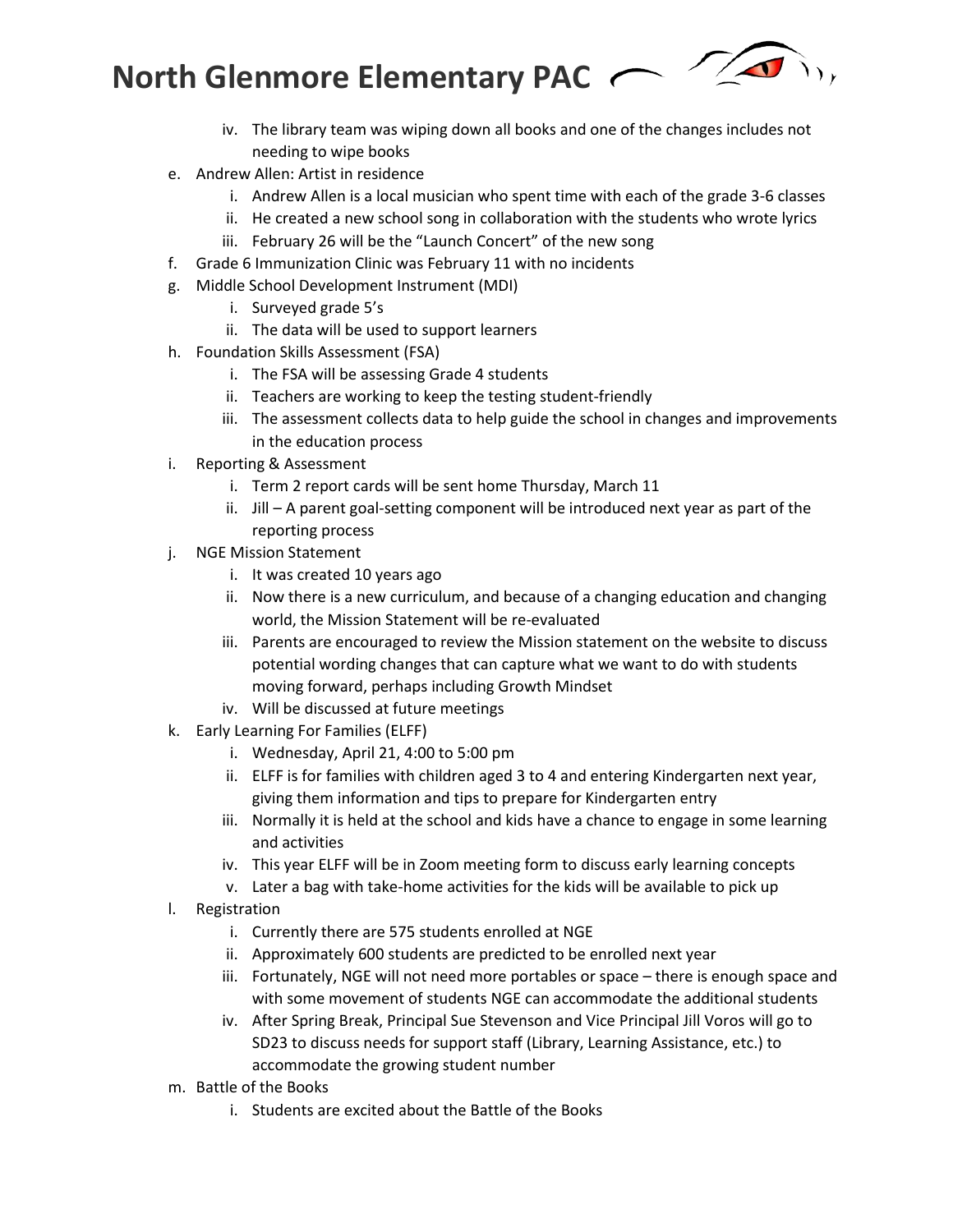iv. The library team was wiping down all books and one of the changes includes not needing to wipe books

e. Andrew Allen: Artist in residence
   i. Andrew Allen is a local musician who spent time with each of the grade 3-6 classes
   ii. He created a new school song in collaboration with the students who wrote lyrics
   iii. February 26 will be the "Launch Concert" of the new song

f. Grade 6 Immunization Clinic was February 11 with no incidents

g. Middle School Development Instrument (MDI)
   i. Surveyed grade 5's
   ii. The data will be used to support learners

h. Foundation Skills Assessment (FSA)
   i. The FSA will be assessing Grade 4 students
   ii. Teachers are working to keep the testing student-friendly
   iii. The assessment collects data to help guide the school in changes and improvements in the education process

i. Reporting & Assessment
   i. Term 2 report cards will be sent home Thursday, March 11
   ii. Jill – A parent goal-setting component will be introduced next year as part of the reporting process

j. NGE Mission Statement
   i. It was created 10 years ago
   ii. Now there is a new curriculum, and because of a changing education and changing world, the Mission Statement will be re-evaluated
   iii. Parents are encouraged to review the Mission statement on the website to discuss potential wording changes that can capture what we want to do with students moving forward, perhaps including Growth Mindset
   iv. Will be discussed at future meetings

k. Early Learning For Families (ELFF)
   i. Wednesday, April 21, 4:00 to 5:00 pm
   ii. ELFF is for families with children aged 3 to 4 and entering Kindergarten next year, giving them information and tips to prepare for Kindergarten entry
   iii. Normally it is held at the school and kids have a chance to engage in some learning and activities
   iv. This year ELFF will be in Zoom meeting form to discuss early learning concepts
   v. Later a bag with take-home activities for the kids will be available to pick up

l. Registration
   i. Currently there are 575 students enrolled at NGE
   ii. Approximately 600 students are predicted to be enrolled next year
   iii. Fortunately, NGE will not need more portables or space – there is enough space and with some movement of students NGE can accommodate the additional students
   iv. After Spring Break, Principal Sue Stevenson and Vice Principal Jill Voros will go to SD23 to discuss needs for support staff (Library, Learning Assistance, etc.) to accommodate the growing student number

m. Battle of the Books
   i. Students are excited about the Battle of the Books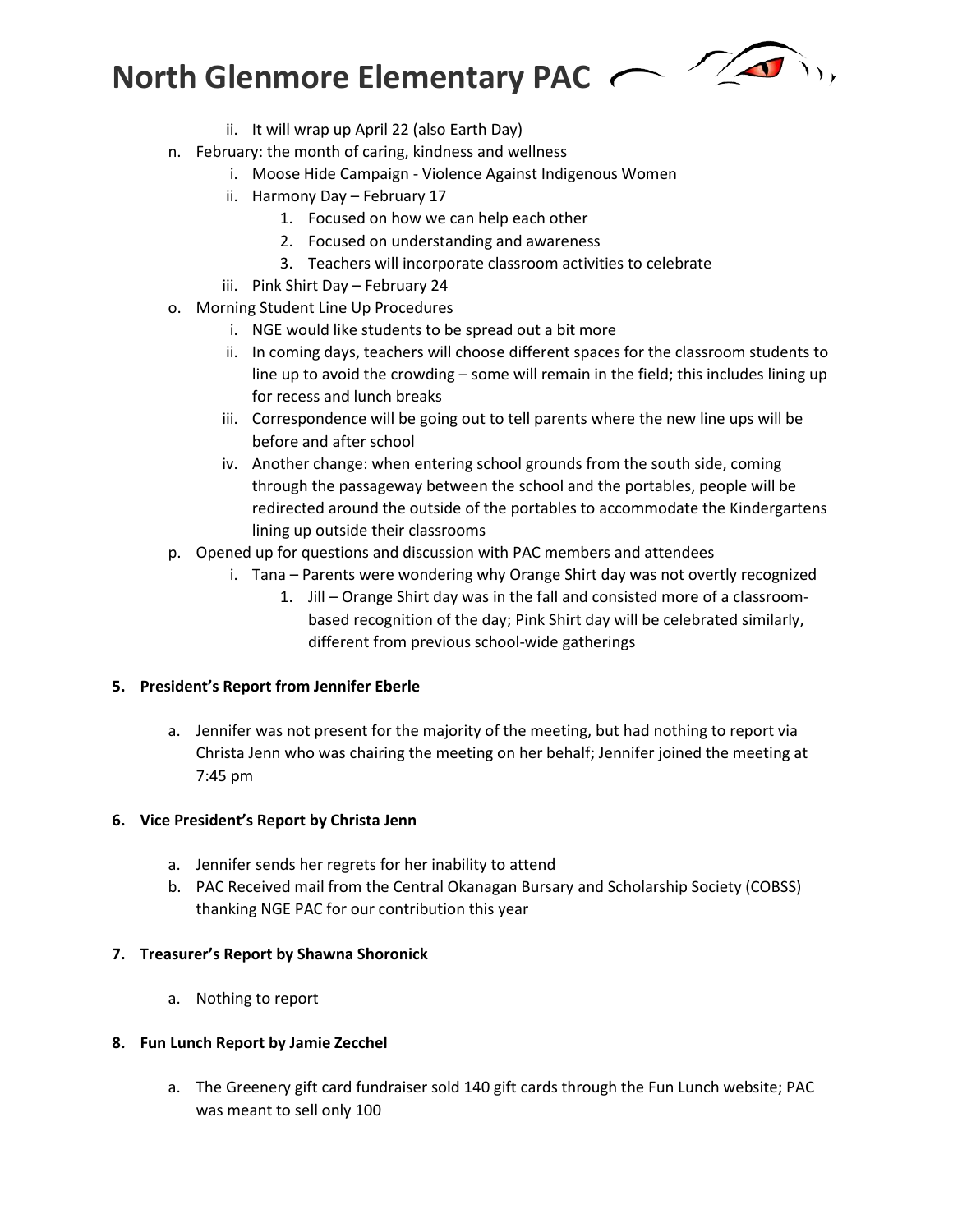ii. It will wrap up April 22 (also Earth Day)

n. February: the month of caring, kindness and wellness
   i. Moose Hide Campaign - Violence Against Indigenous Women
   ii. Harmony Day – February 17
      1. Focused on how we can help each other
      2. Focused on understanding and awareness
      3. Teachers will incorporate classroom activities to celebrate
   iii. Pink Shirt Day – February 24

o. Morning Student Line Up Procedures
   i. NGE would like students to be spread out a bit more
   ii. In coming days, teachers will choose different spaces for the classroom students to line up to avoid the crowding – some will remain in the field; this includes lining up for recess and lunch breaks
   iii. Correspondence will be going out to tell parents where the new line ups will be before and after school
   iv. Another change: when entering school grounds from the south side, coming through the passageway between the school and the portables, people will be redirected around the outside of the portables to accommodate the Kindergartens lining up outside their classrooms

p. Opened up for questions and discussion with PAC members and attendees
   i. Tana – Parents were wondering why Orange Shirt day was not overtly recognized
      1. Jill – Orange Shirt day was in the fall and consisted more of a classroom-based recognition of the day; Pink Shirt day will be celebrated similarly, different from previous school-wide gatherings

**5. President's Report from Jennifer Eberle**

a. Jennifer was not present for the majority of the meeting, but had nothing to report via Christa Jenn who was chairing the meeting on her behalf; Jennifer joined the meeting at 7:45 pm

**6. Vice President's Report by Christa Jenn**

a. Jennifer sends her regrets for her inability to attend
b. PAC Received mail from the Central Okanagan Bursary and Scholarship Society (COBSS) thanking NGE PAC for our contribution this year

**7. Treasurer's Report by Shawna Shoronick**

a. Nothing to report

**8. Fun Lunch Report by Jamie Zecchel**

a. The Greenery gift card fundraiser sold 140 gift cards through the Fun Lunch website; PAC was meant to sell only 100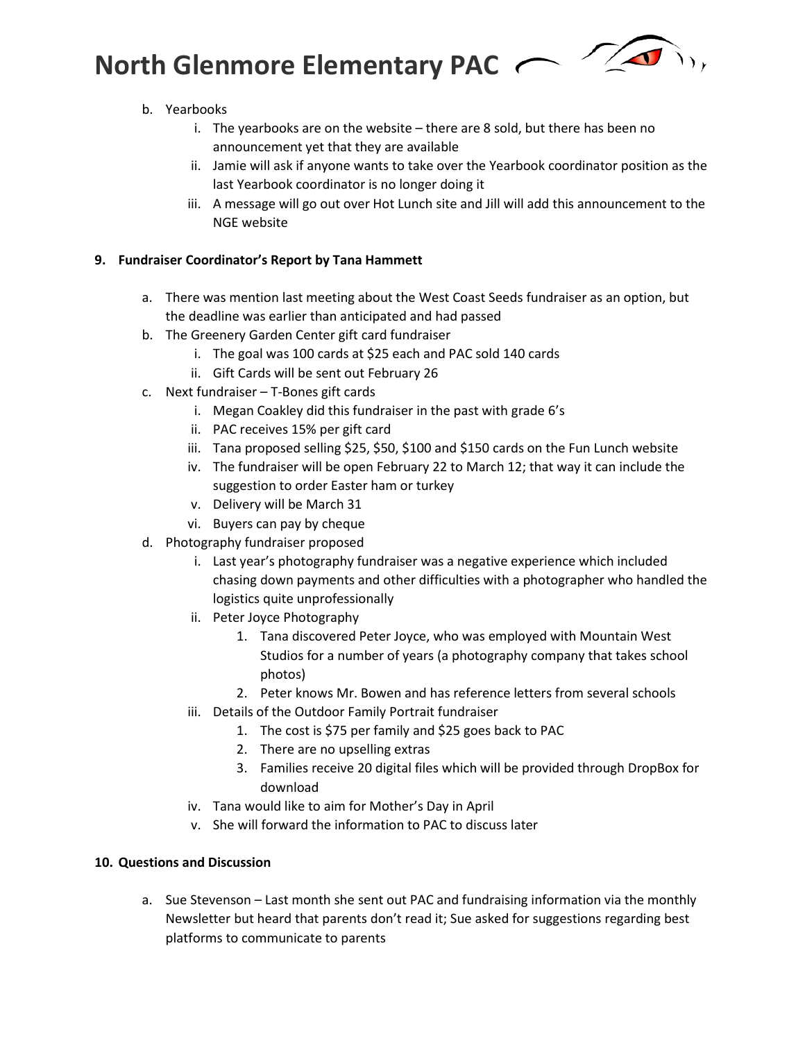b. Yearbooks
    i. The yearbooks are on the website – there are 8 sold, but there has been no announcement yet that they are available
    ii. Jamie will ask if anyone wants to take over the Yearbook coordinator position as the last Yearbook coordinator is no longer doing it
    iii. A message will go out over Hot Lunch site and Jill will add this announcement to the NGE website

**9. Fundraiser Coordinator's Report by Tana Hammett**

a. There was mention last meeting about the West Coast Seeds fundraiser as an option, but the deadline was earlier than anticipated and had passed
b. The Greenery Garden Center gift card fundraiser
    i. The goal was 100 cards at $25 each and PAC sold 140 cards
    ii. Gift Cards will be sent out February 26
c. Next fundraiser – T-Bones gift cards
    i. Megan Coakley did this fundraiser in the past with grade 6's
    ii. PAC receives 15% per gift card
    iii. Tana proposed selling $25, $50, $100 and $150 cards on the Fun Lunch website
    iv. The fundraiser will be open February 22 to March 12; that way it can include the suggestion to order Easter ham or turkey
    v. Delivery will be March 31
    vi. Buyers can pay by cheque
d. Photography fundraiser proposed
    i. Last year's photography fundraiser was a negative experience which included chasing down payments and other difficulties with a photographer who handled the logistics quite unprofessionally
    ii. Peter Joyce Photography
        1. Tana discovered Peter Joyce, who was employed with Mountain West Studios for a number of years (a photography company that takes school photos)
        2. Peter knows Mr. Bowen and has reference letters from several schools
    iii. Details of the Outdoor Family Portrait fundraiser
        1. The cost is $75 per family and $25 goes back to PAC
        2. There are no upselling extras
        3. Families receive 20 digital files which will be provided through DropBox for download
    iv. Tana would like to aim for Mother's Day in April
    v. She will forward the information to PAC to discuss later

**10. Questions and Discussion**

a. Sue Stevenson – Last month she sent out PAC and fundraising information via the monthly Newsletter but heard that parents don't read it; Sue asked for suggestions regarding best platforms to communicate to parents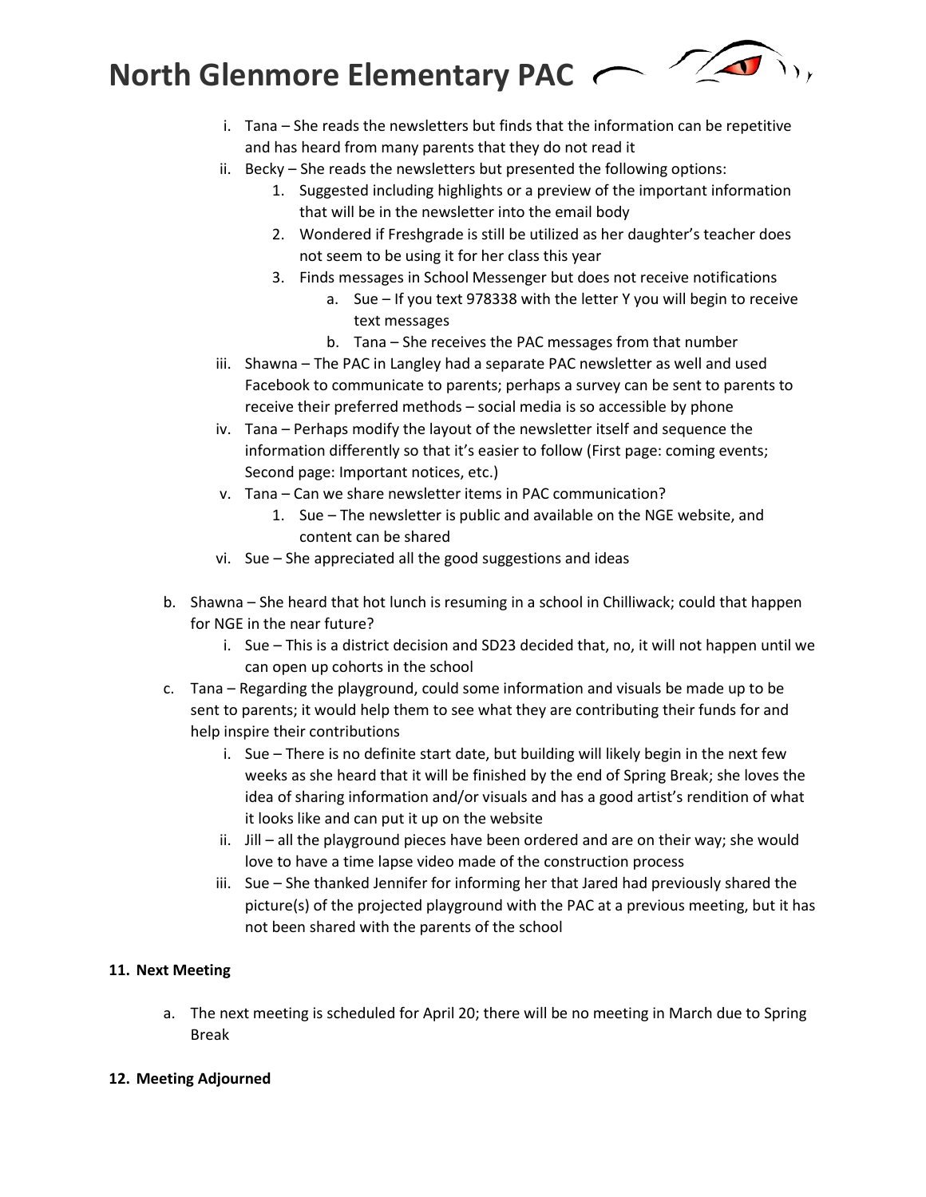i. Tana – She reads the newsletters but finds that the information can be repetitive and has heard from many parents that they do not read it

ii. Becky – She reads the newsletters but presented the following options:

   1. Suggested including highlights or a preview of the important information that will be in the newsletter into the email body
   2. Wondered if Freshgrade is still be utilized as her daughter's teacher does not seem to be using it for her class this year
   3. Finds messages in School Messenger but does not receive notifications

      a. Sue – If you text 978338 with the letter Y you will begin to receive text messages

      b. Tana – She receives the PAC messages from that number

iii. Shawna – The PAC in Langley had a separate PAC newsletter as well and used Facebook to communicate to parents; perhaps a survey can be sent to parents to receive their preferred methods – social media is so accessible by phone

iv. Tana – Perhaps modify the layout of the newsletter itself and sequence the information differently so that it's easier to follow (First page: coming events; Second page: Important notices, etc.)

v. Tana – Can we share newsletter items in PAC communication?

   1. Sue – The newsletter is public and available on the NGE website, and content can be shared

vi. Sue – She appreciated all the good suggestions and ideas

b. Shawna – She heard that hot lunch is resuming in a school in Chilliwack; could that happen for NGE in the near future?

   i. Sue – This is a district decision and SD23 decided that, no, it will not happen until we can open up cohorts in the school

c. Tana – Regarding the playground, could some information and visuals be made up to be sent to parents; it would help them to see what they are contributing their funds for and help inspire their contributions

   i. Sue – There is no definite start date, but building will likely begin in the next few weeks as she heard that it will be finished by the end of Spring Break; she loves the idea of sharing information and/or visuals and has a good artist's rendition of what it looks like and can put it up on the website

   ii. Jill – all the playground pieces have been ordered and are on their way; she would love to have a time lapse video made of the construction process

   iii. Sue – She thanked Jennifer for informing her that Jared had previously shared the picture(s) of the projected playground with the PAC at a previous meeting, but it has not been shared with the parents of the school

**11. Next Meeting**

a. The next meeting is scheduled for April 20; there will be no meeting in March due to Spring Break

**12. Meeting Adjourned**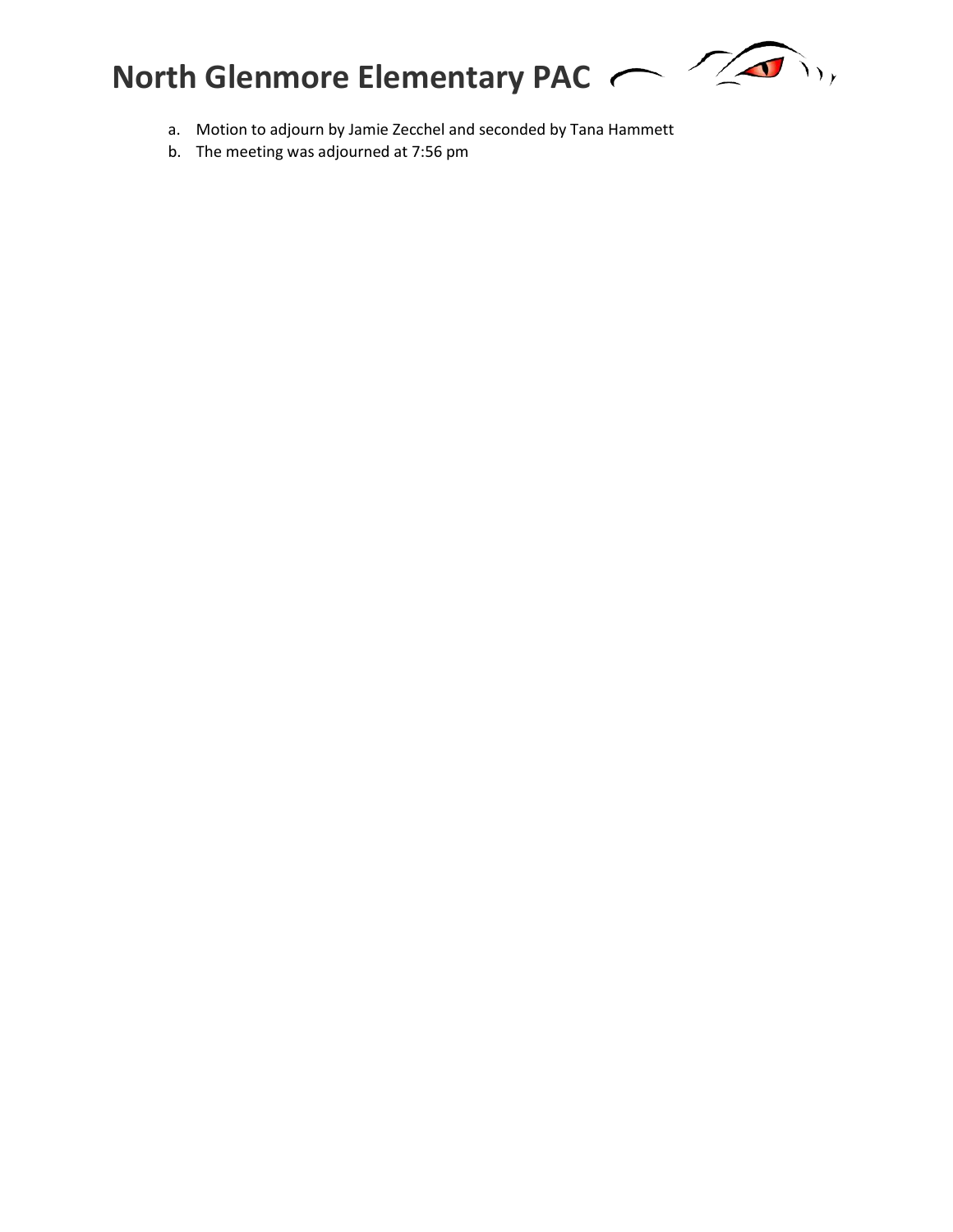a. Motion to adjourn by Jamie Zecchel and seconded by Tana Hammett
b. The meeting was adjourned at 7:56 pm